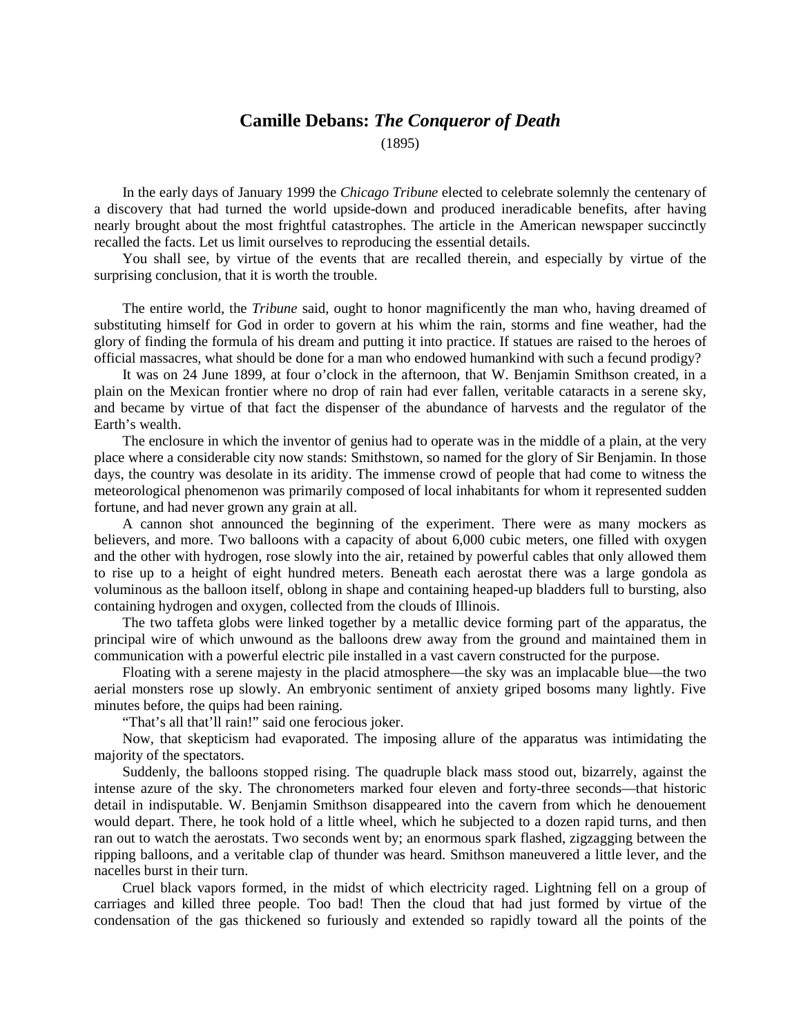# Camille Debans: *The Conqueror of Death*

(1895)

In the early days of January 1999 the *Chicago Tribune* elected to celebrate solemnly the centenary of a discovery that had turned the world upside-down and produced ineradicable benefits, after having nearly brought about the most frightful catastrophes. The article in the American newspaper succinctly recalled the facts. Let us limit ourselves to reproducing the essential details.

You shall see, by virtue of the events that are recalled therein, and especially by virtue of the surprising conclusion, that it is worth the trouble.

The entire world, the *Tribune* said, ought to honor magnificently the man who, having dreamed of substituting himself for God in order to govern at his whim the rain, storms and fine weather, had the glory of finding the formula of his dream and putting it into practice. If statues are raised to the heroes of official massacres, what should be done for a man who endowed humankind with such a fecund prodigy?

It was on 24 June 1899, at four o'clock in the afternoon, that W. Benjamin Smithson created, in a plain on the Mexican frontier where no drop of rain had ever fallen, veritable cataracts in a serene sky, and became by virtue of that fact the dispenser of the abundance of harvests and the regulator of the Earth's wealth.

The enclosure in which the inventor of genius had to operate was in the middle of a plain, at the very place where a considerable city now stands: Smithstown, so named for the glory of Sir Benjamin. In those days, the country was desolate in its aridity. The immense crowd of people that had come to witness the meteorological phenomenon was primarily composed of local inhabitants for whom it represented sudden fortune, and had never grown any grain at all.

A cannon shot announced the beginning of the experiment. There were as many mockers as believers, and more. Two balloons with a capacity of about 6,000 cubic meters, one filled with oxygen and the other with hydrogen, rose slowly into the air, retained by powerful cables that only allowed them to rise up to a height of eight hundred meters. Beneath each aerostat there was a large gondola as voluminous as the balloon itself, oblong in shape and containing heaped-up bladders full to bursting, also containing hydrogen and oxygen, collected from the clouds of Illinois.

The two taffeta globs were linked together by a metallic device forming part of the apparatus, the principal wire of which unwound as the balloons drew away from the ground and maintained them in communication with a powerful electric pile installed in a vast cavern constructed for the purpose.

Floating with a serene majesty in the placid atmosphere—the sky was an implacable blue—the two aerial monsters rose up slowly. An embryonic sentiment of anxiety griped bosoms many lightly. Five minutes before, the quips had been raining.

"That's all that'll rain!" said one ferocious joker.

Now, that skepticism had evaporated. The imposing allure of the apparatus was intimidating the majority of the spectators.

Suddenly, the balloons stopped rising. The quadruple black mass stood out, bizarrely, against the intense azure of the sky. The chronometers marked four eleven and forty-three seconds—that historic detail in indisputable. W. Benjamin Smithson disappeared into the cavern from which he denouement would depart. There, he took hold of a little wheel, which he subjected to a dozen rapid turns, and then ran out to watch the aerostats. Two seconds went by; an enormous spark flashed, zigzagging between the ripping balloons, and a veritable clap of thunder was heard. Smithson maneuvered a little lever, and the nacelles burst in their turn.

Cruel black vapors formed, in the midst of which electricity raged. Lightning fell on a group of carriages and killed three people. Too bad! Then the cloud that had just formed by virtue of the condensation of the gas thickened so furiously and extended so rapidly toward all the points of the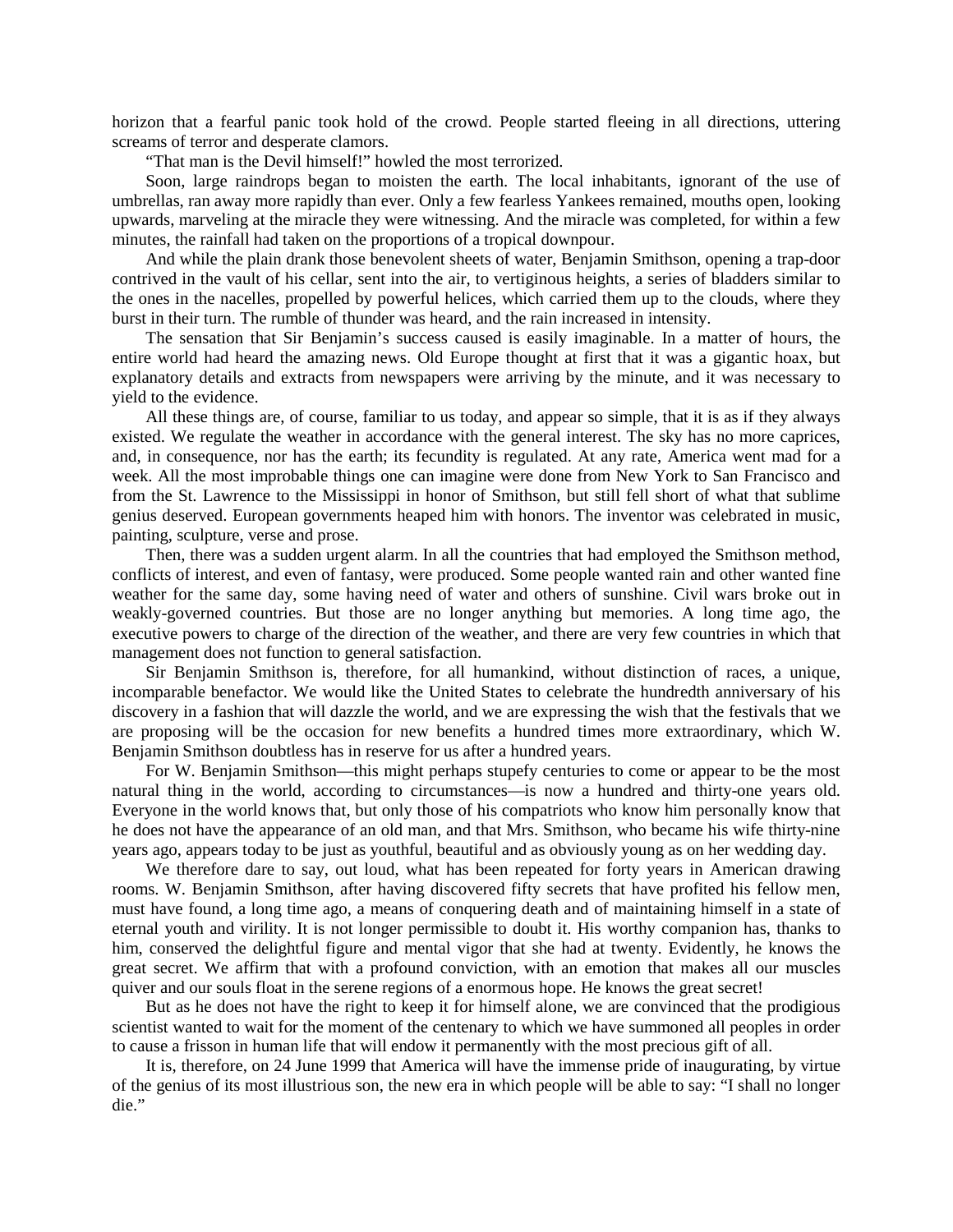horizon that a fearful panic took hold of the crowd. People started fleeing in all directions, uttering screams of terror and desperate clamors.

"That man is the Devil himself!" howled the most terrorized.

Soon, large raindrops began to moisten the earth. The local inhabitants, ignorant of the use of umbrellas, ran away more rapidly than ever. Only a few fearless Yankees remained, mouths open, looking upwards, marveling at the miracle they were witnessing. And the miracle was completed, for within a few minutes, the rainfall had taken on the proportions of a tropical downpour.

And while the plain drank those benevolent sheets of water, Benjamin Smithson, opening a trap-door contrived in the vault of his cellar, sent into the air, to vertiginous heights, a series of bladders similar to the ones in the nacelles, propelled by powerful helices, which carried them up to the clouds, where they burst in their turn. The rumble of thunder was heard, and the rain increased in intensity.

The sensation that Sir Benjamin's success caused is easily imaginable. In a matter of hours, the entire world had heard the amazing news. Old Europe thought at first that it was a gigantic hoax, but explanatory details and extracts from newspapers were arriving by the minute, and it was necessary to yield to the evidence.

All these things are, of course, familiar to us today, and appear so simple, that it is as if they always existed. We regulate the weather in accordance with the general interest. The sky has no more caprices, and, in consequence, nor has the earth; its fecundity is regulated. At any rate, America went mad for a week. All the most improbable things one can imagine were done from New York to San Francisco and from the St. Lawrence to the Mississippi in honor of Smithson, but still fell short of what that sublime genius deserved. European governments heaped him with honors. The inventor was celebrated in music, painting, sculpture, verse and prose.

Then, there was a sudden urgent alarm. In all the countries that had employed the Smithson method, conflicts of interest, and even of fantasy, were produced. Some people wanted rain and other wanted fine weather for the same day, some having need of water and others of sunshine. Civil wars broke out in weakly-governed countries. But those are no longer anything but memories. A long time ago, the executive powers to charge of the direction of the weather, and there are very few countries in which that management does not function to general satisfaction.

Sir Benjamin Smithson is, therefore, for all humankind, without distinction of races, a unique, incomparable benefactor. We would like the United States to celebrate the hundredth anniversary of his discovery in a fashion that will dazzle the world, and we are expressing the wish that the festivals that we are proposing will be the occasion for new benefits a hundred times more extraordinary, which W. Benjamin Smithson doubtless has in reserve for us after a hundred years.

For W. Benjamin Smithson—this might perhaps stupefy centuries to come or appear to be the most natural thing in the world, according to circumstances—is now a hundred and thirty-one years old. Everyone in the world knows that, but only those of his compatriots who know him personally know that he does not have the appearance of an old man, and that Mrs. Smithson, who became his wife thirty-nine years ago, appears today to be just as youthful, beautiful and as obviously young as on her wedding day.

We therefore dare to say, out loud, what has been repeated for forty years in American drawing rooms. W. Benjamin Smithson, after having discovered fifty secrets that have profited his fellow men, must have found, a long time ago, a means of conquering death and of maintaining himself in a state of eternal youth and virility. It is not longer permissible to doubt it. His worthy companion has, thanks to him, conserved the delightful figure and mental vigor that she had at twenty. Evidently, he knows the great secret. We affirm that with a profound conviction, with an emotion that makes all our muscles quiver and our souls float in the serene regions of a enormous hope. He knows the great secret!

But as he does not have the right to keep it for himself alone, we are convinced that the prodigious scientist wanted to wait for the moment of the centenary to which we have summoned all peoples in order to cause a frisson in human life that will endow it permanently with the most precious gift of all.

It is, therefore, on 24 June 1999 that America will have the immense pride of inaugurating, by virtue of the genius of its most illustrious son, the new era in which people will be able to say: "I shall no longer die."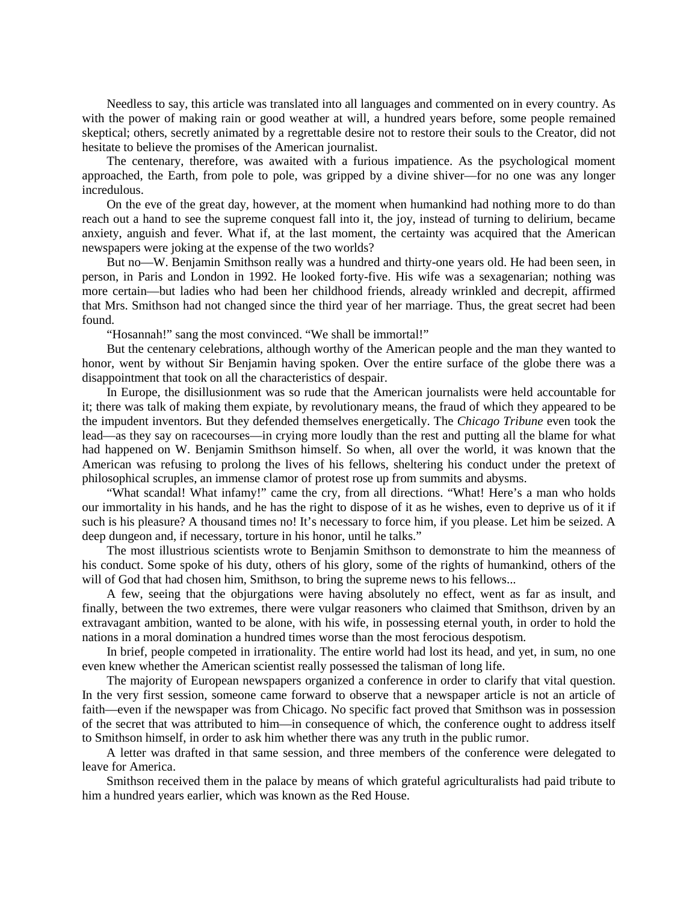Needless to say, this article was translated into all languages and commented on in every country. As with the power of making rain or good weather at will, a hundred years before, some people remained skeptical; others, secretly animated by a regrettable desire not to restore their souls to the Creator, did not hesitate to believe the promises of the American journalist.

The centenary, therefore, was awaited with a furious impatience. As the psychological moment approached, the Earth, from pole to pole, was gripped by a divine shiver—for no one was any longer incredulous.

On the eve of the great day, however, at the moment when humankind had nothing more to do than reach out a hand to see the supreme conquest fall into it, the joy, instead of turning to delirium, became anxiety, anguish and fever. What if, at the last moment, the certainty was acquired that the American newspapers were joking at the expense of the two worlds?

But no—W. Benjamin Smithson really was a hundred and thirty-one years old. He had been seen, in person, in Paris and London in 1992. He looked forty-five. His wife was a sexagenarian; nothing was more certain—but ladies who had been her childhood friends, already wrinkled and decrepit, affirmed that Mrs. Smithson had not changed since the third year of her marriage. Thus, the great secret had been found.

"Hosannah!" sang the most convinced. "We shall be immortal!"

But the centenary celebrations, although worthy of the American people and the man they wanted to honor, went by without Sir Benjamin having spoken. Over the entire surface of the globe there was a disappointment that took on all the characteristics of despair.

In Europe, the disillusionment was so rude that the American journalists were held accountable for it; there was talk of making them expiate, by revolutionary means, the fraud of which they appeared to be the impudent inventors. But they defended themselves energetically. The *Chicago Tribune* even took the lead—as they say on racecourses—in crying more loudly than the rest and putting all the blame for what had happened on W. Benjamin Smithson himself. So when, all over the world, it was known that the American was refusing to prolong the lives of his fellows, sheltering his conduct under the pretext of philosophical scruples, an immense clamor of protest rose up from summits and abysms.

"What scandal! What infamy!" came the cry, from all directions. "What! Here's a man who holds our immortality in his hands, and he has the right to dispose of it as he wishes, even to deprive us of it if such is his pleasure? A thousand times no! It's necessary to force him, if you please. Let him be seized. A deep dungeon and, if necessary, torture in his honor, until he talks."

The most illustrious scientists wrote to Benjamin Smithson to demonstrate to him the meanness of his conduct. Some spoke of his duty, others of his glory, some of the rights of humankind, others of the will of God that had chosen him, Smithson, to bring the supreme news to his fellows...

A few, seeing that the objurgations were having absolutely no effect, went as far as insult, and finally, between the two extremes, there were vulgar reasoners who claimed that Smithson, driven by an extravagant ambition, wanted to be alone, with his wife, in possessing eternal youth, in order to hold the nations in a moral domination a hundred times worse than the most ferocious despotism.

In brief, people competed in irrationality. The entire world had lost its head, and yet, in sum, no one even knew whether the American scientist really possessed the talisman of long life.

The majority of European newspapers organized a conference in order to clarify that vital question. In the very first session, someone came forward to observe that a newspaper article is not an article of faith—even if the newspaper was from Chicago. No specific fact proved that Smithson was in possession of the secret that was attributed to him—in consequence of which, the conference ought to address itself to Smithson himself, in order to ask him whether there was any truth in the public rumor.

A letter was drafted in that same session, and three members of the conference were delegated to leave for America.

Smithson received them in the palace by means of which grateful agriculturalists had paid tribute to him a hundred years earlier, which was known as the Red House.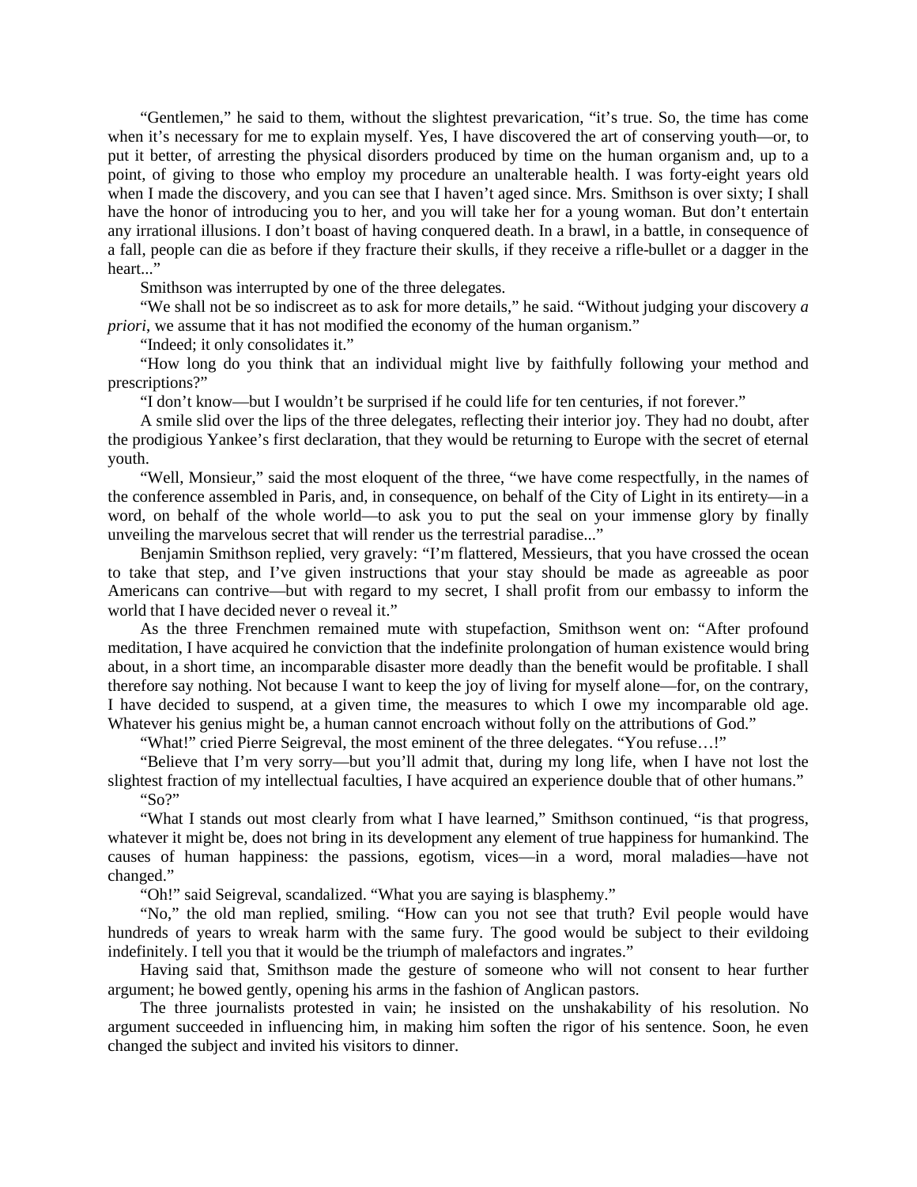“Gentlemen,” he said to them, without the slightest prevarication, “it’s true. So, the time has come when it’s necessary for me to explain myself. Yes, I have discovered the art of conserving youth—or, to put it better, of arresting the physical disorders produced by time on the human organism and, up to a point, of giving to those who employ my procedure an unalterable health. I was forty-eight years old when I made the discovery, and you can see that I haven’t aged since. Mrs. Smithson is over sixty; I shall have the honor of introducing you to her, and you will take her for a young woman. But don’t entertain any irrational illusions. I don’t boast of having conquered death. In a brawl, in a battle, in consequence of a fall, people can die as before if they fracture their skulls, if they receive a rifle-bullet or a dagger in the heart...”

Smithson was interrupted by one of the three delegates.

“We shall not be so indiscreet as to ask for more details,” he said. “Without judging your discovery *a priori*, we assume that it has not modified the economy of the human organism.”

“Indeed; it only consolidates it.”

“How long do you think that an individual might live by faithfully following your method and prescriptions?”

“I don’t know—but I wouldn’t be surprised if he could life for ten centuries, if not forever.”

A smile slid over the lips of the three delegates, reflecting their interior joy. They had no doubt, after the prodigious Yankee’s first declaration, that they would be returning to Europe with the secret of eternal youth.

“Well, Monsieur,” said the most eloquent of the three, “we have come respectfully, in the names of the conference assembled in Paris, and, in consequence, on behalf of the City of Light in its entirety—in a word, on behalf of the whole world—to ask you to put the seal on your immense glory by finally unveiling the marvelous secret that will render us the terrestrial paradise...”

Benjamin Smithson replied, very gravely: “I’m flattered, Messieurs, that you have crossed the ocean to take that step, and I’ve given instructions that your stay should be made as agreeable as poor Americans can contrive—but with regard to my secret, I shall profit from our embassy to inform the world that I have decided never o reveal it.”

As the three Frenchmen remained mute with stupefaction, Smithson went on: “After profound meditation, I have acquired he conviction that the indefinite prolongation of human existence would bring about, in a short time, an incomparable disaster more deadly than the benefit would be profitable. I shall therefore say nothing. Not because I want to keep the joy of living for myself alone—for, on the contrary, I have decided to suspend, at a given time, the measures to which I owe my incomparable old age. Whatever his genius might be, a human cannot encroach without folly on the attributions of God.”

“What!” cried Pierre Seigreval, the most eminent of the three delegates. “You refuse…!”

“Believe that I’m very sorry—but you’ll admit that, during my long life, when I have not lost the slightest fraction of my intellectual faculties, I have acquired an experience double that of other humans.”

“So?”

“What I stands out most clearly from what I have learned,” Smithson continued, “is that progress, whatever it might be, does not bring in its development any element of true happiness for humankind. The causes of human happiness: the passions, egotism, vices—in a word, moral maladies—have not changed.”

“Oh!” said Seigreval, scandalized. “What you are saying is blasphemy.”

“No,” the old man replied, smiling. “How can you not see that truth? Evil people would have hundreds of years to wreak harm with the same fury. The good would be subject to their evildoing indefinitely. I tell you that it would be the triumph of malefactors and ingrates.”

Having said that, Smithson made the gesture of someone who will not consent to hear further argument; he bowed gently, opening his arms in the fashion of Anglican pastors.

The three journalists protested in vain; he insisted on the unshakability of his resolution. No argument succeeded in influencing him, in making him soften the rigor of his sentence. Soon, he even changed the subject and invited his visitors to dinner.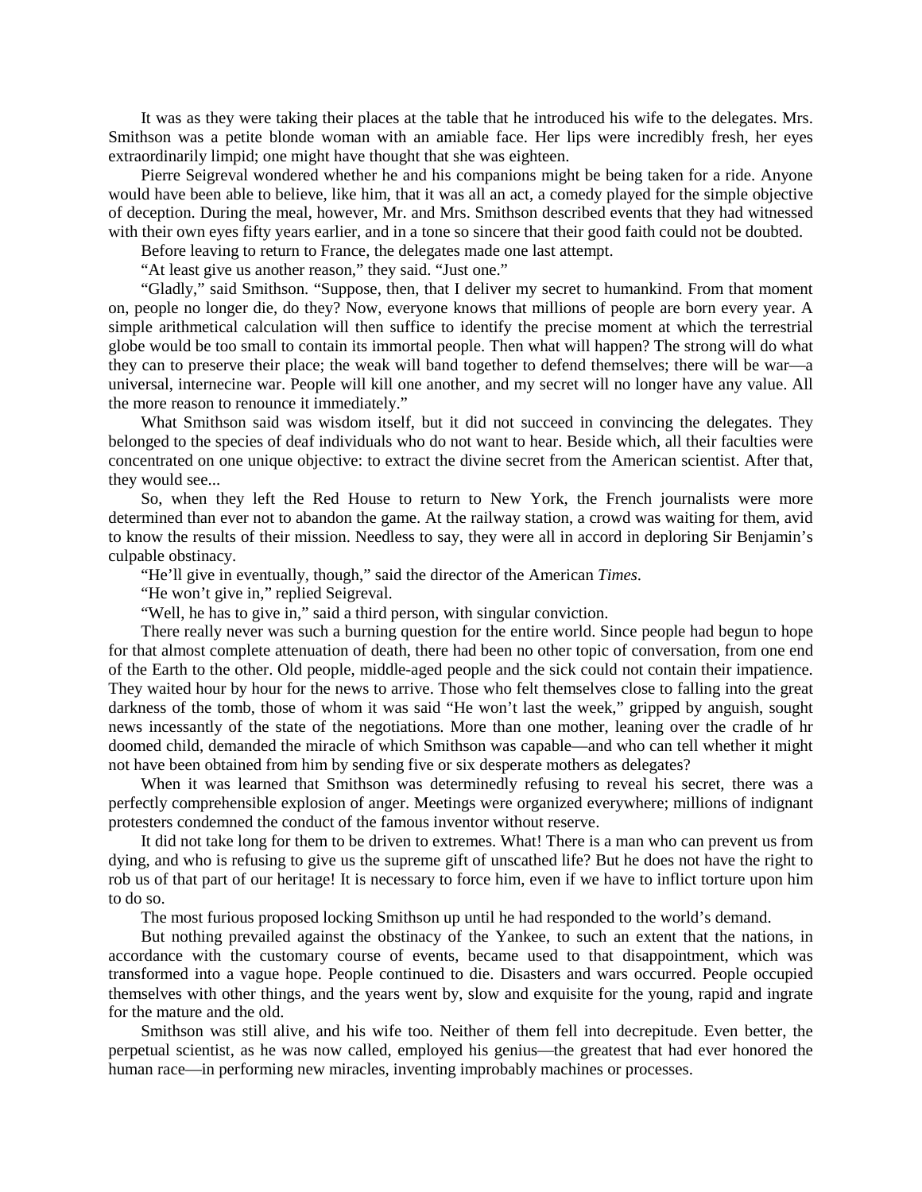It was as they were taking their places at the table that he introduced his wife to the delegates. Mrs. Smithson was a petite blonde woman with an amiable face. Her lips were incredibly fresh, her eyes extraordinarily limpid; one might have thought that she was eighteen.

Pierre Seigreval wondered whether he and his companions might be being taken for a ride. Anyone would have been able to believe, like him, that it was all an act, a comedy played for the simple objective of deception. During the meal, however, Mr. and Mrs. Smithson described events that they had witnessed with their own eyes fifty years earlier, and in a tone so sincere that their good faith could not be doubted.

Before leaving to return to France, the delegates made one last attempt.

"At least give us another reason," they said. "Just one."

"Gladly," said Smithson. "Suppose, then, that I deliver my secret to humankind. From that moment on, people no longer die, do they? Now, everyone knows that millions of people are born every year. A simple arithmetical calculation will then suffice to identify the precise moment at which the terrestrial globe would be too small to contain its immortal people. Then what will happen? The strong will do what they can to preserve their place; the weak will band together to defend themselves; there will be war—a universal, internecine war. People will kill one another, and my secret will no longer have any value. All the more reason to renounce it immediately."

What Smithson said was wisdom itself, but it did not succeed in convincing the delegates. They belonged to the species of deaf individuals who do not want to hear. Beside which, all their faculties were concentrated on one unique objective: to extract the divine secret from the American scientist. After that, they would see...

So, when they left the Red House to return to New York, the French journalists were more determined than ever not to abandon the game. At the railway station, a crowd was waiting for them, avid to know the results of their mission. Needless to say, they were all in accord in deploring Sir Benjamin's culpable obstinacy.

"He'll give in eventually, though," said the director of the American *Times*.

"He won't give in," replied Seigreval.

"Well, he has to give in," said a third person, with singular conviction.

There really never was such a burning question for the entire world. Since people had begun to hope for that almost complete attenuation of death, there had been no other topic of conversation, from one end of the Earth to the other. Old people, middle-aged people and the sick could not contain their impatience. They waited hour by hour for the news to arrive. Those who felt themselves close to falling into the great darkness of the tomb, those of whom it was said "He won't last the week," gripped by anguish, sought news incessantly of the state of the negotiations. More than one mother, leaning over the cradle of hr doomed child, demanded the miracle of which Smithson was capable—and who can tell whether it might not have been obtained from him by sending five or six desperate mothers as delegates?

When it was learned that Smithson was determinedly refusing to reveal his secret, there was a perfectly comprehensible explosion of anger. Meetings were organized everywhere; millions of indignant protesters condemned the conduct of the famous inventor without reserve.

It did not take long for them to be driven to extremes. What! There is a man who can prevent us from dying, and who is refusing to give us the supreme gift of unscathed life? But he does not have the right to rob us of that part of our heritage! It is necessary to force him, even if we have to inflict torture upon him to do so.

The most furious proposed locking Smithson up until he had responded to the world's demand.

But nothing prevailed against the obstinacy of the Yankee, to such an extent that the nations, in accordance with the customary course of events, became used to that disappointment, which was transformed into a vague hope. People continued to die. Disasters and wars occurred. People occupied themselves with other things, and the years went by, slow and exquisite for the young, rapid and ingrate for the mature and the old.

Smithson was still alive, and his wife too. Neither of them fell into decrepitude. Even better, the perpetual scientist, as he was now called, employed his genius—the greatest that had ever honored the human race—in performing new miracles, inventing improbably machines or processes.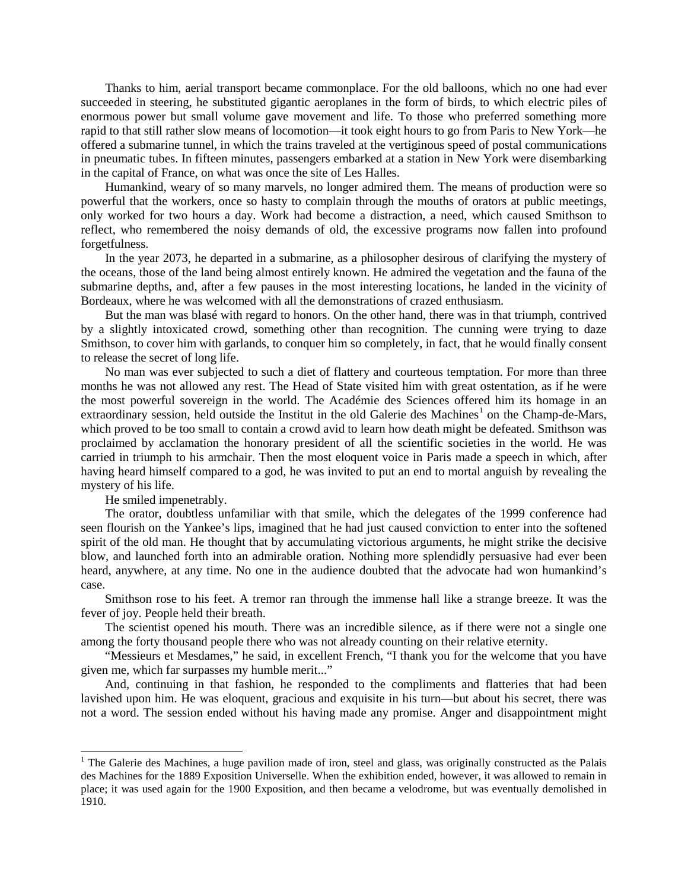Thanks to him, aerial transport became commonplace. For the old balloons, which no one had ever succeeded in steering, he substituted gigantic aeroplanes in the form of birds, to which electric piles of enormous power but small volume gave movement and life. To those who preferred something more rapid to that still rather slow means of locomotion—it took eight hours to go from Paris to New York—he offered a submarine tunnel, in which the trains traveled at the vertiginous speed of postal communications in pneumatic tubes. In fifteen minutes, passengers embarked at a station in New York were disembarking in the capital of France, on what was once the site of Les Halles.

Humankind, weary of so many marvels, no longer admired them. The means of production were so powerful that the workers, once so hasty to complain through the mouths of orators at public meetings, only worked for two hours a day. Work had become a distraction, a need, which caused Smithson to reflect, who remembered the noisy demands of old, the excessive programs now fallen into profound forgetfulness.

In the year 2073, he departed in a submarine, as a philosopher desirous of clarifying the mystery of the oceans, those of the land being almost entirely known. He admired the vegetation and the fauna of the submarine depths, and, after a few pauses in the most interesting locations, he landed in the vicinity of Bordeaux, where he was welcomed with all the demonstrations of crazed enthusiasm.

But the man was blasé with regard to honors. On the other hand, there was in that triumph, contrived by a slightly intoxicated crowd, something other than recognition. The cunning were trying to daze Smithson, to cover him with garlands, to conquer him so completely, in fact, that he would finally consent to release the secret of long life.

No man was ever subjected to such a diet of flattery and courteous temptation. For more than three months he was not allowed any rest. The Head of State visited him with great ostentation, as if he were the most powerful sovereign in the world. The Académie des Sciences offered him its homage in an extraordinary session, held outside the Institut in the old Galerie des Machines[1] on the Champ-de-Mars, which proved to be too small to contain a crowd avid to learn how death might be defeated. Smithson was proclaimed by acclamation the honorary president of all the scientific societies in the world. He was carried in triumph to his armchair. Then the most eloquent voice in Paris made a speech in which, after having heard himself compared to a god, he was invited to put an end to mortal anguish by revealing the mystery of his life.

He smiled impenetrably.

The orator, doubtless unfamiliar with that smile, which the delegates of the 1999 conference had seen flourish on the Yankee's lips, imagined that he had just caused conviction to enter into the softened spirit of the old man. He thought that by accumulating victorious arguments, he might strike the decisive blow, and launched forth into an admirable oration. Nothing more splendidly persuasive had ever been heard, anywhere, at any time. No one in the audience doubted that the advocate had won humankind's case.

Smithson rose to his feet. A tremor ran through the immense hall like a strange breeze. It was the fever of joy. People held their breath.

The scientist opened his mouth. There was an incredible silence, as if there were not a single one among the forty thousand people there who was not already counting on their relative eternity.

"Messieurs et Mesdames," he said, in excellent French, "I thank you for the welcome that you have given me, which far surpasses my humble merit..."

And, continuing in that fashion, he responded to the compliments and flatteries that had been lavished upon him. He was eloquent, gracious and exquisite in his turn—but about his secret, there was not a word. The session ended without his having made any promise. Anger and disappointment might

[1] The Galerie des Machines, a huge pavilion made of iron, steel and glass, was originally constructed as the Palais des Machines for the 1889 Exposition Universelle. When the exhibition ended, however, it was allowed to remain in place; it was used again for the 1900 Exposition, and then became a velodrome, but was eventually demolished in 1910.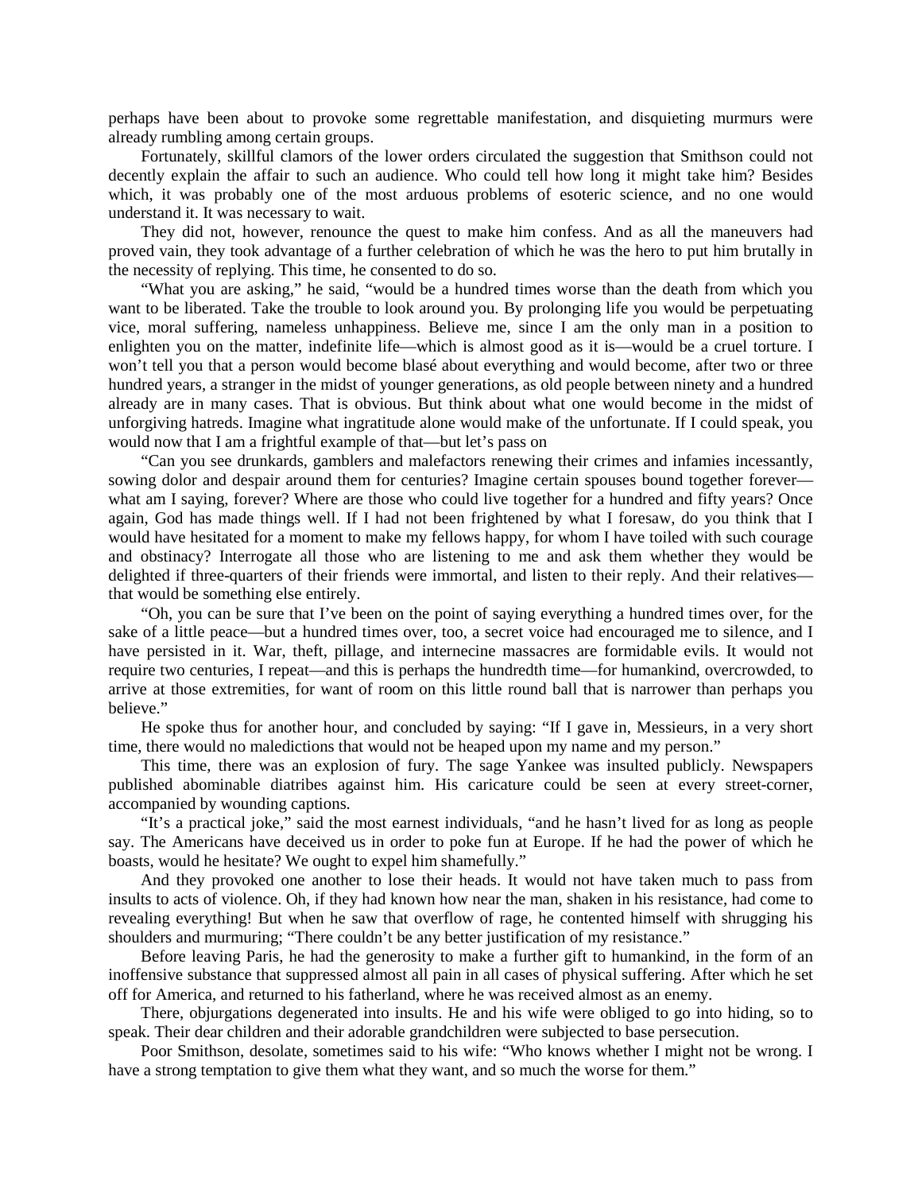perhaps have been about to provoke some regrettable manifestation, and disquieting murmurs were already rumbling among certain groups.

Fortunately, skillful clamors of the lower orders circulated the suggestion that Smithson could not decently explain the affair to such an audience. Who could tell how long it might take him? Besides which, it was probably one of the most arduous problems of esoteric science, and no one would understand it. It was necessary to wait.

They did not, however, renounce the quest to make him confess. And as all the maneuvers had proved vain, they took advantage of a further celebration of which he was the hero to put him brutally in the necessity of replying. This time, he consented to do so.

"What you are asking," he said, "would be a hundred times worse than the death from which you want to be liberated. Take the trouble to look around you. By prolonging life you would be perpetuating vice, moral suffering, nameless unhappiness. Believe me, since I am the only man in a position to enlighten you on the matter, indefinite life—which is almost good as it is—would be a cruel torture. I won't tell you that a person would become blasé about everything and would become, after two or three hundred years, a stranger in the midst of younger generations, as old people between ninety and a hundred already are in many cases. That is obvious. But think about what one would become in the midst of unforgiving hatreds. Imagine what ingratitude alone would make of the unfortunate. If I could speak, you would now that I am a frightful example of that—but let's pass on

"Can you see drunkards, gamblers and malefactors renewing their crimes and infamies incessantly, sowing dolor and despair around them for centuries? Imagine certain spouses bound together forever—what am I saying, forever? Where are those who could live together for a hundred and fifty years? Once again, God has made things well. If I had not been frightened by what I foresaw, do you think that I would have hesitated for a moment to make my fellows happy, for whom I have toiled with such courage and obstinacy? Interrogate all those who are listening to me and ask them whether they would be delighted if three-quarters of their friends were immortal, and listen to their reply. And their relatives—that would be something else entirely.

"Oh, you can be sure that I've been on the point of saying everything a hundred times over, for the sake of a little peace—but a hundred times over, too, a secret voice had encouraged me to silence, and I have persisted in it. War, theft, pillage, and internecine massacres are formidable evils. It would not require two centuries, I repeat—and this is perhaps the hundredth time—for humankind, overcrowded, to arrive at those extremities, for want of room on this little round ball that is narrower than perhaps you believe."

He spoke thus for another hour, and concluded by saying: "If I gave in, Messieurs, in a very short time, there would no maledictions that would not be heaped upon my name and my person."

This time, there was an explosion of fury. The sage Yankee was insulted publicly. Newspapers published abominable diatribes against him. His caricature could be seen at every street-corner, accompanied by wounding captions.

"It's a practical joke," said the most earnest individuals, "and he hasn't lived for as long as people say. The Americans have deceived us in order to poke fun at Europe. If he had the power of which he boasts, would he hesitate? We ought to expel him shamefully."

And they provoked one another to lose their heads. It would not have taken much to pass from insults to acts of violence. Oh, if they had known how near the man, shaken in his resistance, had come to revealing everything! But when he saw that overflow of rage, he contented himself with shrugging his shoulders and murmuring; "There couldn't be any better justification of my resistance."

Before leaving Paris, he had the generosity to make a further gift to humankind, in the form of an inoffensive substance that suppressed almost all pain in all cases of physical suffering. After which he set off for America, and returned to his fatherland, where he was received almost as an enemy.

There, objurgations degenerated into insults. He and his wife were obliged to go into hiding, so to speak. Their dear children and their adorable grandchildren were subjected to base persecution.

Poor Smithson, desolate, sometimes said to his wife: "Who knows whether I might not be wrong. I have a strong temptation to give them what they want, and so much the worse for them."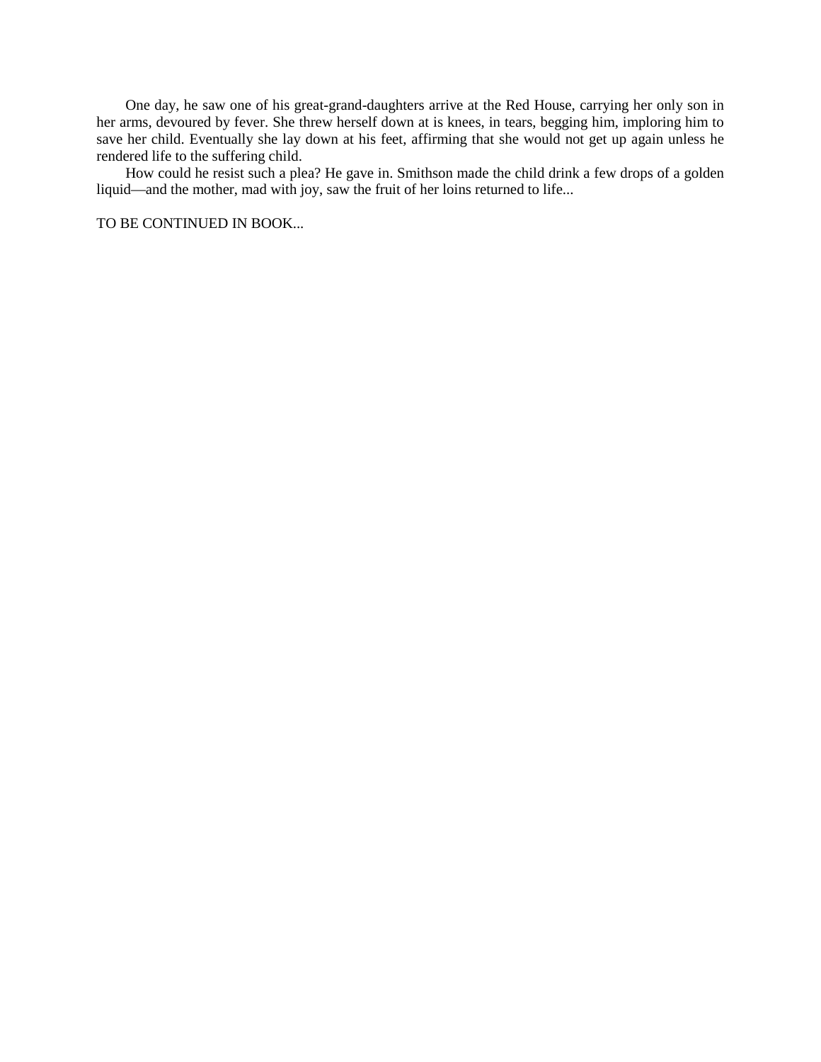One day, he saw one of his great-grand-daughters arrive at the Red House, carrying her only son in her arms, devoured by fever. She threw herself down at is knees, in tears, begging him, imploring him to save her child. Eventually she lay down at his feet, affirming that she would not get up again unless he rendered life to the suffering child.

How could he resist such a plea? He gave in. Smithson made the child drink a few drops of a golden liquid—and the mother, mad with joy, saw the fruit of her loins returned to life...

TO BE CONTINUED IN BOOK...